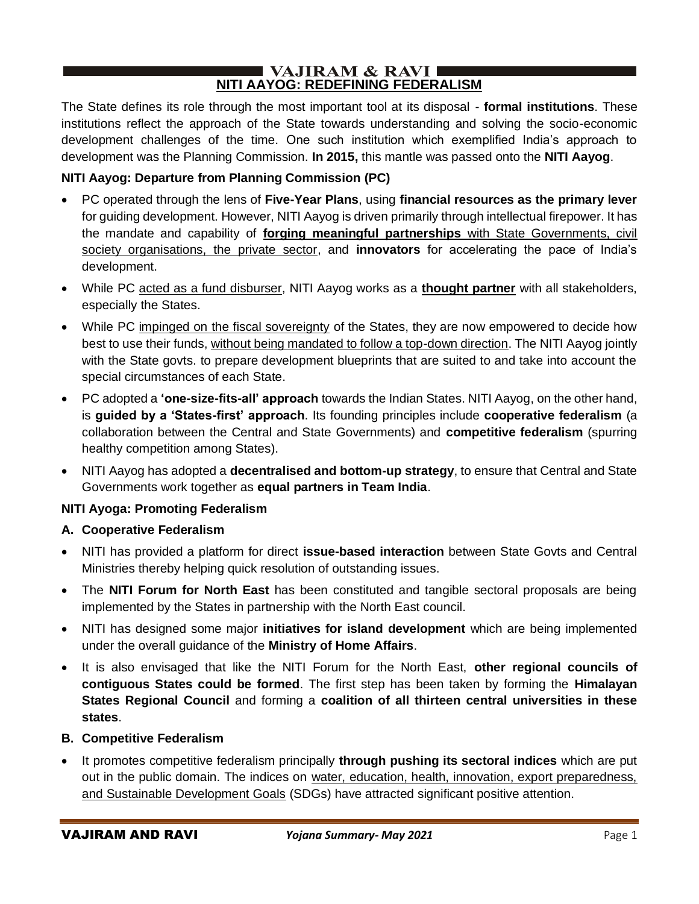# NITI AAYOG: REDEFINING FEDERALISM

The State defines its role through the most important tool at its disposal - **formal institutions**. These institutions reflect the approach of the State towards understanding and solving the socio-economic development challenges of the time. One such institution which exemplified India's approach to development was the Planning Commission. **In 2015,** this mantle was passed onto the **NITI Aayog**.

### NITI Aayog: Departure from Planning Commission (PC)

- PC operated through the lens of **Five-Year Plans**, using **financial resources as the primary lever** for guiding development. However, NITI Aayog is driven primarily through intellectual firepower. It has the mandate and capability of **forging meaningful partnerships** with State Governments, civil society organisations, the private sector, and **innovators** for accelerating the pace of India's development.
- While PC acted as a fund disburser, NITI Aayog works as a **thought partner** with all stakeholders, especially the States.
- While PC impinged on the fiscal sovereignty of the States, they are now empowered to decide how best to use their funds, without being mandated to follow a top-down direction. The NITI Aayog jointly with the State govts. to prepare development blueprints that are suited to and take into account the special circumstances of each State.
- PC adopted a **'one-size-fits-all' approach** towards the Indian States. NITI Aayog, on the other hand, is **guided by a 'States-first' approach**. Its founding principles include **cooperative federalism** (a collaboration between the Central and State Governments) and **competitive federalism** (spurring healthy competition among States).
- NITI Aayog has adopted a **decentralised and bottom-up strategy**, to ensure that Central and State Governments work together as **equal partners in Team India**.

### NITI Ayoga: Promoting Federalism

**A. Cooperative Federalism**

- NITI has provided a platform for direct **issue-based interaction** between State Govts and Central Ministries thereby helping quick resolution of outstanding issues.
- The **NITI Forum for North East** has been constituted and tangible sectoral proposals are being implemented by the States in partnership with the North East council.
- NITI has designed some major **initiatives for island development** which are being implemented under the overall guidance of the **Ministry of Home Affairs**.
- It is also envisaged that like the NITI Forum for the North East, **other regional councils of contiguous States could be formed**. The first step has been taken by forming the **Himalayan States Regional Council** and forming a **coalition of all thirteen central universities in these states**.

**B. Competitive Federalism**

- It promotes competitive federalism principally **through pushing its sectoral indices** which are put out in the public domain. The indices on water, education, health, innovation, export preparedness, and Sustainable Development Goals (SDGs) have attracted significant positive attention.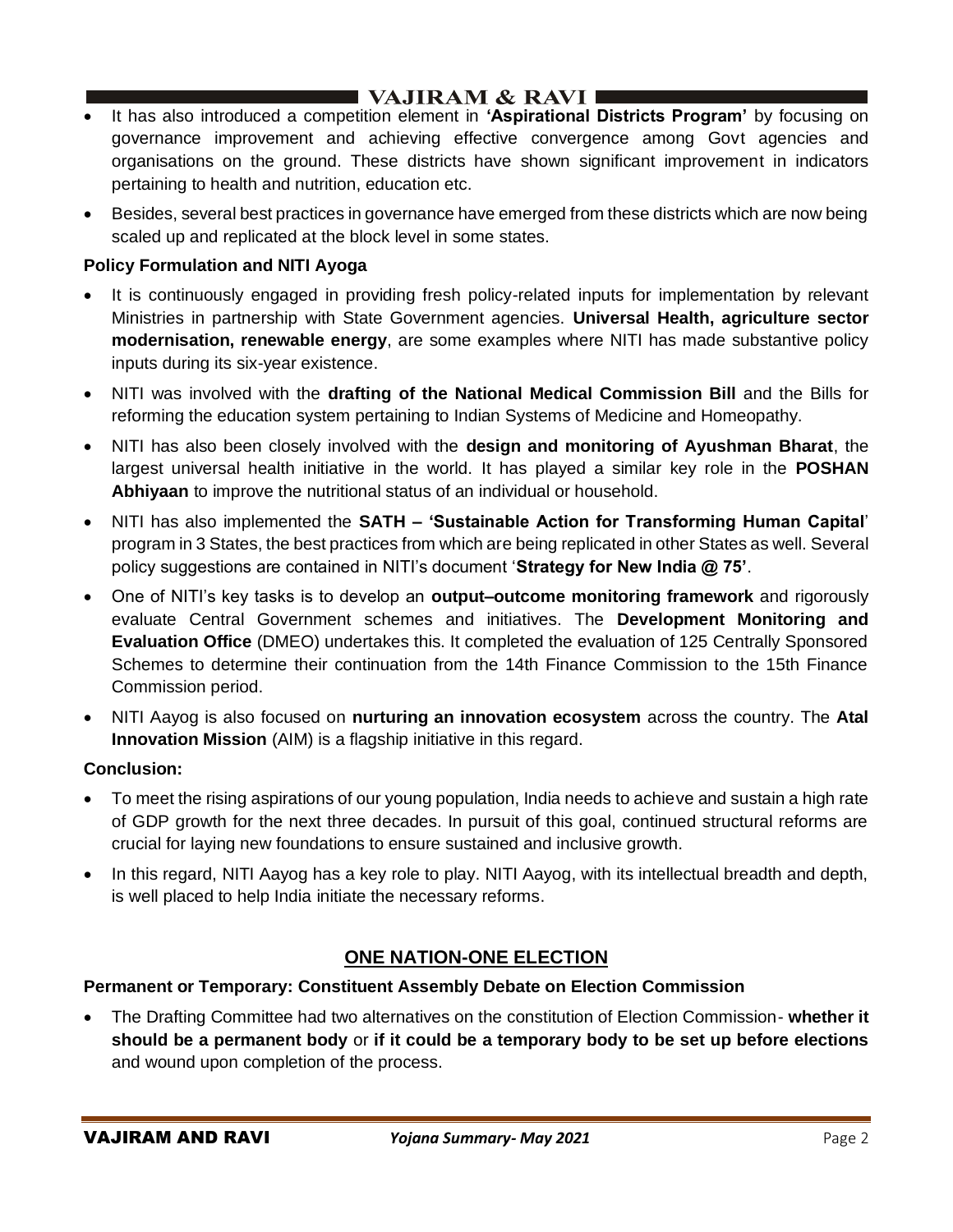- It has also introduced a competition element in **'Aspirational Districts Program'** by focusing on governance improvement and achieving effective convergence among Govt agencies and organisations on the ground. These districts have shown significant improvement in indicators pertaining to health and nutrition, education etc.
- Besides, several best practices in governance have emerged from these districts which are now being scaled up and replicated at the block level in some states.

**Policy Formulation and NITI Ayoga**

- It is continuously engaged in providing fresh policy-related inputs for implementation by relevant Ministries in partnership with State Government agencies. **Universal Health, agriculture sector modernisation, renewable energy**, are some examples where NITI has made substantive policy inputs during its six-year existence.
- NITI was involved with the **drafting of the National Medical Commission Bill** and the Bills for reforming the education system pertaining to Indian Systems of Medicine and Homeopathy.
- NITI has also been closely involved with the **design and monitoring of Ayushman Bharat**, the largest universal health initiative in the world. It has played a similar key role in the **POSHAN Abhiyaan** to improve the nutritional status of an individual or household.
- NITI has also implemented the **SATH – 'Sustainable Action for Transforming Human Capital**' program in 3 States, the best practices from which are being replicated in other States as well. Several policy suggestions are contained in NITI's document '**Strategy for New India @ 75'**.
- One of NITI's key tasks is to develop an **output–outcome monitoring framework** and rigorously evaluate Central Government schemes and initiatives. The **Development Monitoring and Evaluation Office** (DMEO) undertakes this. It completed the evaluation of 125 Centrally Sponsored Schemes to determine their continuation from the 14th Finance Commission to the 15th Finance Commission period.
- NITI Aayog is also focused on **nurturing an innovation ecosystem** across the country. The **Atal Innovation Mission** (AIM) is a flagship initiative in this regard.

**Conclusion:**

- To meet the rising aspirations of our young population, India needs to achieve and sustain a high rate of GDP growth for the next three decades. In pursuit of this goal, continued structural reforms are crucial for laying new foundations to ensure sustained and inclusive growth.
- In this regard, NITI Aayog has a key role to play. NITI Aayog, with its intellectual breadth and depth, is well placed to help India initiate the necessary reforms.

## ONE NATION-ONE ELECTION

**Permanent or Temporary: Constituent Assembly Debate on Election Commission**

- The Drafting Committee had two alternatives on the constitution of Election Commission- **whether it should be a permanent body** or **if it could be a temporary body to be set up before elections** and wound upon completion of the process.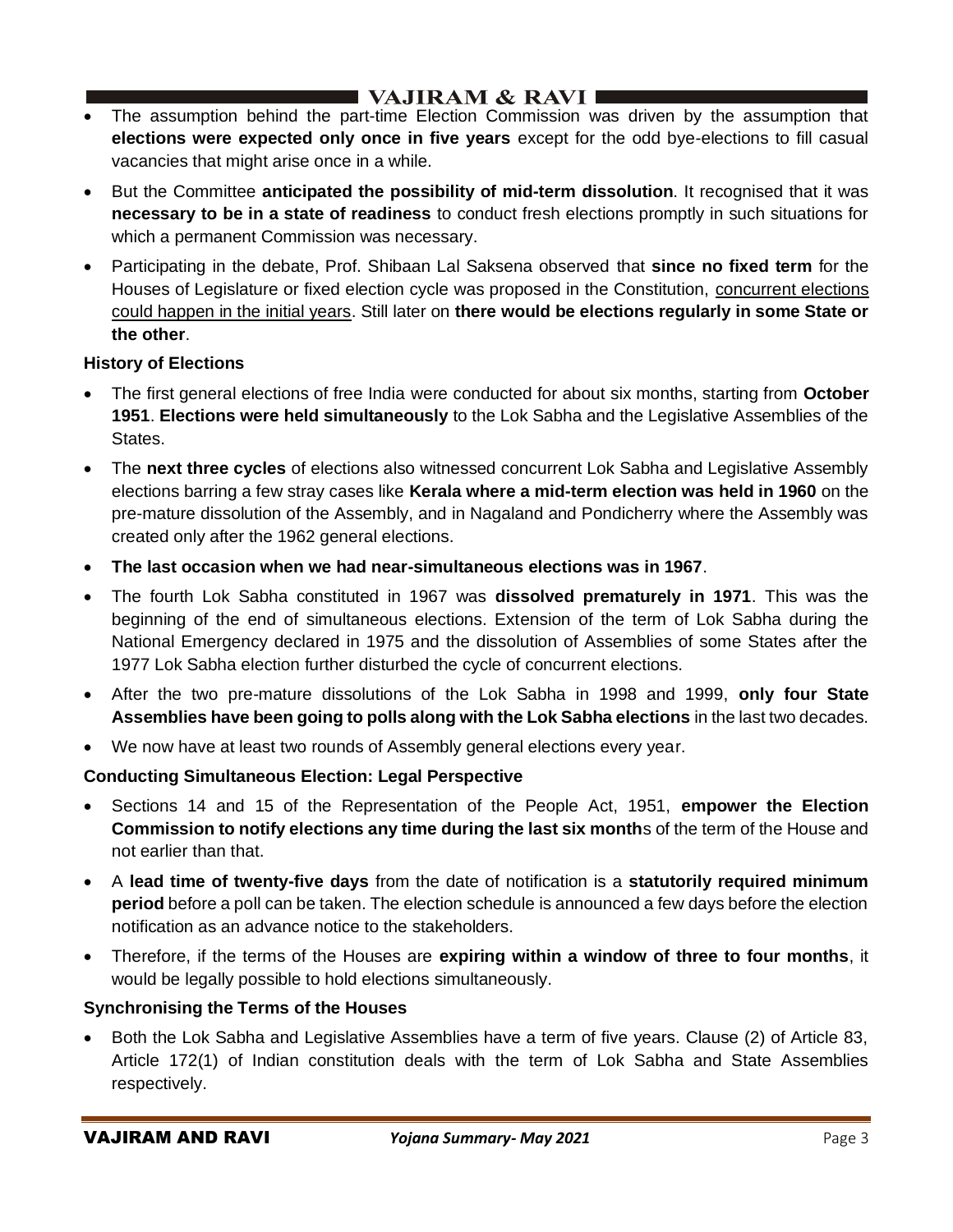- The assumption behind the part-time Election Commission was driven by the assumption that **elections were expected only once in five years** except for the odd bye-elections to fill casual vacancies that might arise once in a while.
- But the Committee **anticipated the possibility of mid-term dissolution**. It recognised that it was **necessary to be in a state of readiness** to conduct fresh elections promptly in such situations for which a permanent Commission was necessary.
- Participating in the debate, Prof. Shibaan Lal Saksena observed that **since no fixed term** for the Houses of Legislature or fixed election cycle was proposed in the Constitution, concurrent elections could happen in the initial years. Still later on **there would be elections regularly in some State or the other**.

### History of Elections

- The first general elections of free India were conducted for about six months, starting from **October 1951**. **Elections were held simultaneously** to the Lok Sabha and the Legislative Assemblies of the States.
- The **next three cycles** of elections also witnessed concurrent Lok Sabha and Legislative Assembly elections barring a few stray cases like **Kerala where a mid-term election was held in 1960** on the pre-mature dissolution of the Assembly, and in Nagaland and Pondicherry where the Assembly was created only after the 1962 general elections.
- **The last occasion when we had near-simultaneous elections was in 1967**.
- The fourth Lok Sabha constituted in 1967 was **dissolved prematurely in 1971**. This was the beginning of the end of simultaneous elections. Extension of the term of Lok Sabha during the National Emergency declared in 1975 and the dissolution of Assemblies of some States after the 1977 Lok Sabha election further disturbed the cycle of concurrent elections.
- After the two pre-mature dissolutions of the Lok Sabha in 1998 and 1999, **only four State Assemblies have been going to polls along with the Lok Sabha elections** in the last two decades.
- We now have at least two rounds of Assembly general elections every year.

### Conducting Simultaneous Election: Legal Perspective

- Sections 14 and 15 of the Representation of the People Act, 1951, **empower the Election Commission to notify elections any time during the last six month**s of the term of the House and not earlier than that.
- A **lead time of twenty-five days** from the date of notification is a **statutorily required minimum period** before a poll can be taken. The election schedule is announced a few days before the election notification as an advance notice to the stakeholders.
- Therefore, if the terms of the Houses are **expiring within a window of three to four months**, it would be legally possible to hold elections simultaneously.

### Synchronising the Terms of the Houses

- Both the Lok Sabha and Legislative Assemblies have a term of five years. Clause (2) of Article 83, Article 172(1) of Indian constitution deals with the term of Lok Sabha and State Assemblies respectively.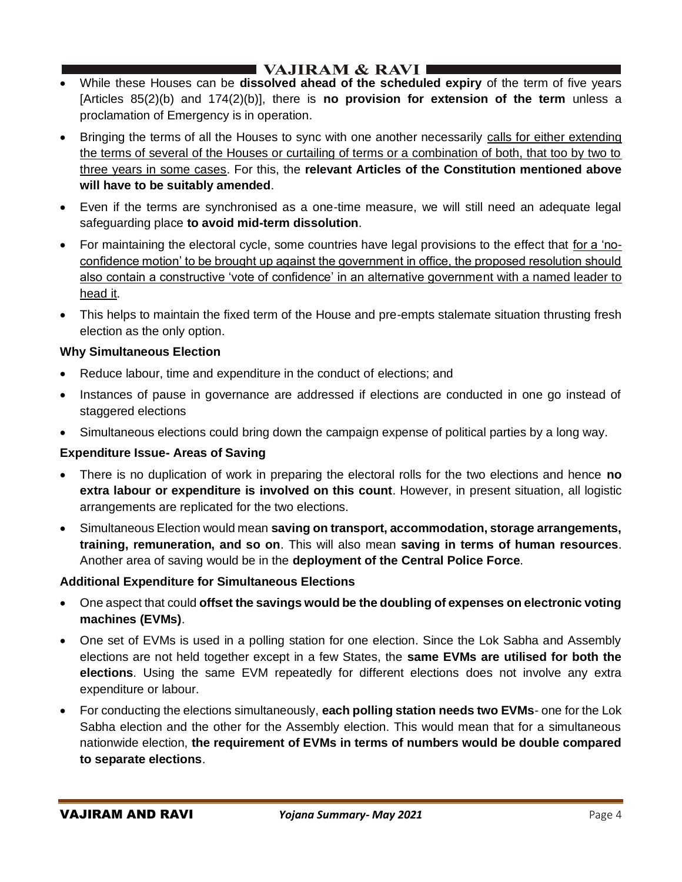- While these Houses can be **dissolved ahead of the scheduled expiry** of the term of five years [Articles 85(2)(b) and 174(2)(b)], there is **no provision for extension of the term** unless a proclamation of Emergency is in operation.
- Bringing the terms of all the Houses to sync with one another necessarily calls for either extending the terms of several of the Houses or curtailing of terms or a combination of both, that too by two to three years in some cases. For this, the **relevant Articles of the Constitution mentioned above will have to be suitably amended**.
- Even if the terms are synchronised as a one-time measure, we will still need an adequate legal safeguarding place **to avoid mid-term dissolution**.
- For maintaining the electoral cycle, some countries have legal provisions to the effect that for a 'no-confidence motion' to be brought up against the government in office, the proposed resolution should also contain a constructive 'vote of confidence' in an alternative government with a named leader to head it.
- This helps to maintain the fixed term of the House and pre-empts stalemate situation thrusting fresh election as the only option.

**Why Simultaneous Election**

- Reduce labour, time and expenditure in the conduct of elections; and
- Instances of pause in governance are addressed if elections are conducted in one go instead of staggered elections
- Simultaneous elections could bring down the campaign expense of political parties by a long way.

**Expenditure Issue- Areas of Saving**

- There is no duplication of work in preparing the electoral rolls for the two elections and hence **no extra labour or expenditure is involved on this count**. However, in present situation, all logistic arrangements are replicated for the two elections.
- Simultaneous Election would mean **saving on transport, accommodation, storage arrangements, training, remuneration, and so on**. This will also mean **saving in terms of human resources**. Another area of saving would be in the **deployment of the Central Police Force**.

**Additional Expenditure for Simultaneous Elections**

- One aspect that could **offset the savings would be the doubling of expenses on electronic voting machines (EVMs)**.
- One set of EVMs is used in a polling station for one election. Since the Lok Sabha and Assembly elections are not held together except in a few States, the **same EVMs are utilised for both the elections**. Using the same EVM repeatedly for different elections does not involve any extra expenditure or labour.
- For conducting the elections simultaneously, **each polling station needs two EVMs**- one for the Lok Sabha election and the other for the Assembly election. This would mean that for a simultaneous nationwide election, **the requirement of EVMs in terms of numbers would be double compared to separate elections**.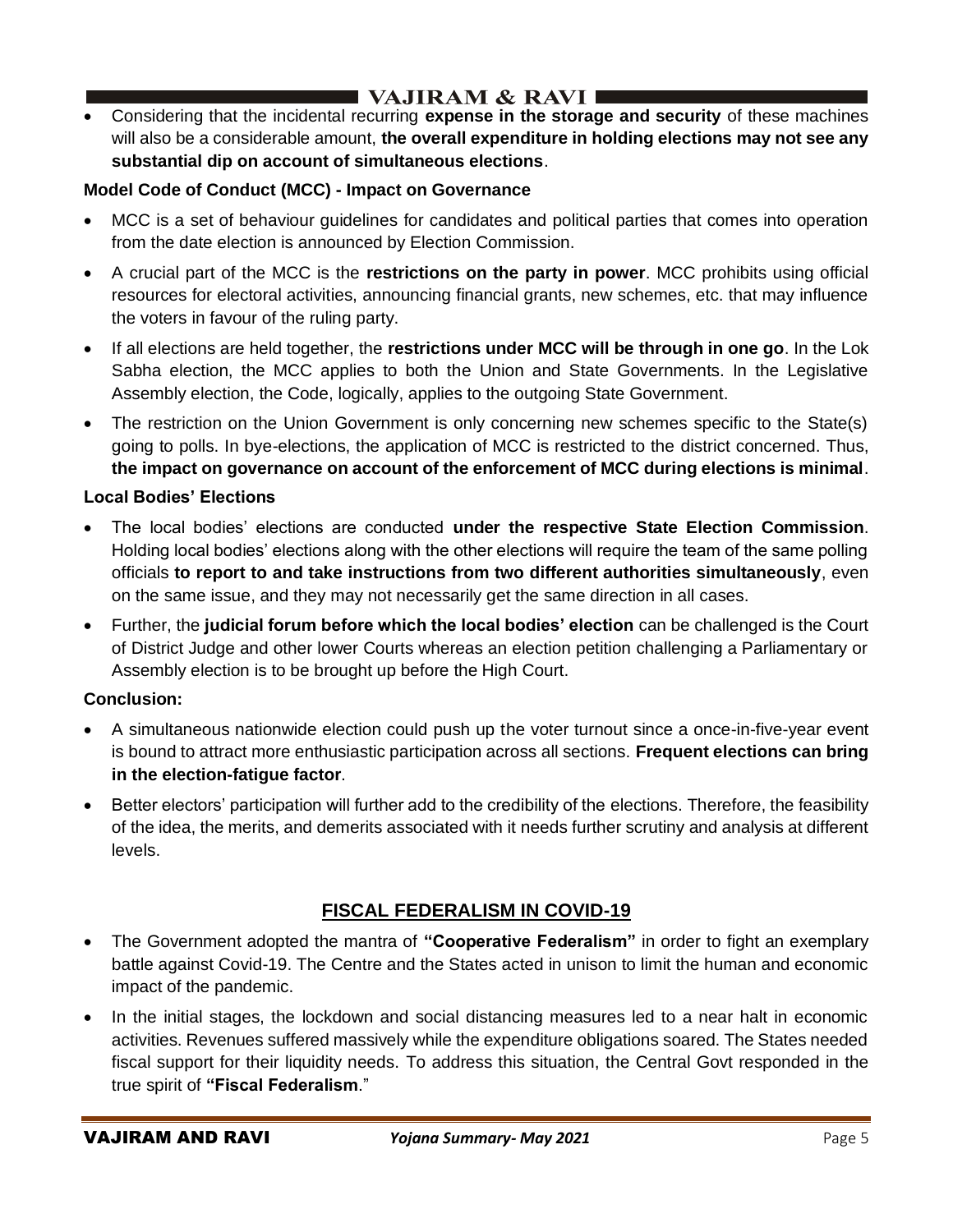- Considering that the incidental recurring **expense in the storage and security** of these machines will also be a considerable amount, **the overall expenditure in holding elections may not see any substantial dip on account of simultaneous elections**.

**Model Code of Conduct (MCC) - Impact on Governance**

- MCC is a set of behaviour guidelines for candidates and political parties that comes into operation from the date election is announced by Election Commission.
- A crucial part of the MCC is the **restrictions on the party in power**. MCC prohibits using official resources for electoral activities, announcing financial grants, new schemes, etc. that may influence the voters in favour of the ruling party.
- If all elections are held together, the **restrictions under MCC will be through in one go**. In the Lok Sabha election, the MCC applies to both the Union and State Governments. In the Legislative Assembly election, the Code, logically, applies to the outgoing State Government.
- The restriction on the Union Government is only concerning new schemes specific to the State(s) going to polls. In bye-elections, the application of MCC is restricted to the district concerned. Thus, **the impact on governance on account of the enforcement of MCC during elections is minimal**.

**Local Bodies' Elections**

- The local bodies' elections are conducted **under the respective State Election Commission**. Holding local bodies' elections along with the other elections will require the team of the same polling officials **to report to and take instructions from two different authorities simultaneously**, even on the same issue, and they may not necessarily get the same direction in all cases.
- Further, the **judicial forum before which the local bodies' election** can be challenged is the Court of District Judge and other lower Courts whereas an election petition challenging a Parliamentary or Assembly election is to be brought up before the High Court.

**Conclusion:**

- A simultaneous nationwide election could push up the voter turnout since a once-in-five-year event is bound to attract more enthusiastic participation across all sections. **Frequent elections can bring in the election-fatigue factor**.
- Better electors' participation will further add to the credibility of the elections. Therefore, the feasibility of the idea, the merits, and demerits associated with it needs further scrutiny and analysis at different levels.

## FISCAL FEDERALISM IN COVID-19

- The Government adopted the mantra of **"Cooperative Federalism"** in order to fight an exemplary battle against Covid-19. The Centre and the States acted in unison to limit the human and economic impact of the pandemic.
- In the initial stages, the lockdown and social distancing measures led to a near halt in economic activities. Revenues suffered massively while the expenditure obligations soared. The States needed fiscal support for their liquidity needs. To address this situation, the Central Govt responded in the true spirit of **"Fiscal Federalism**."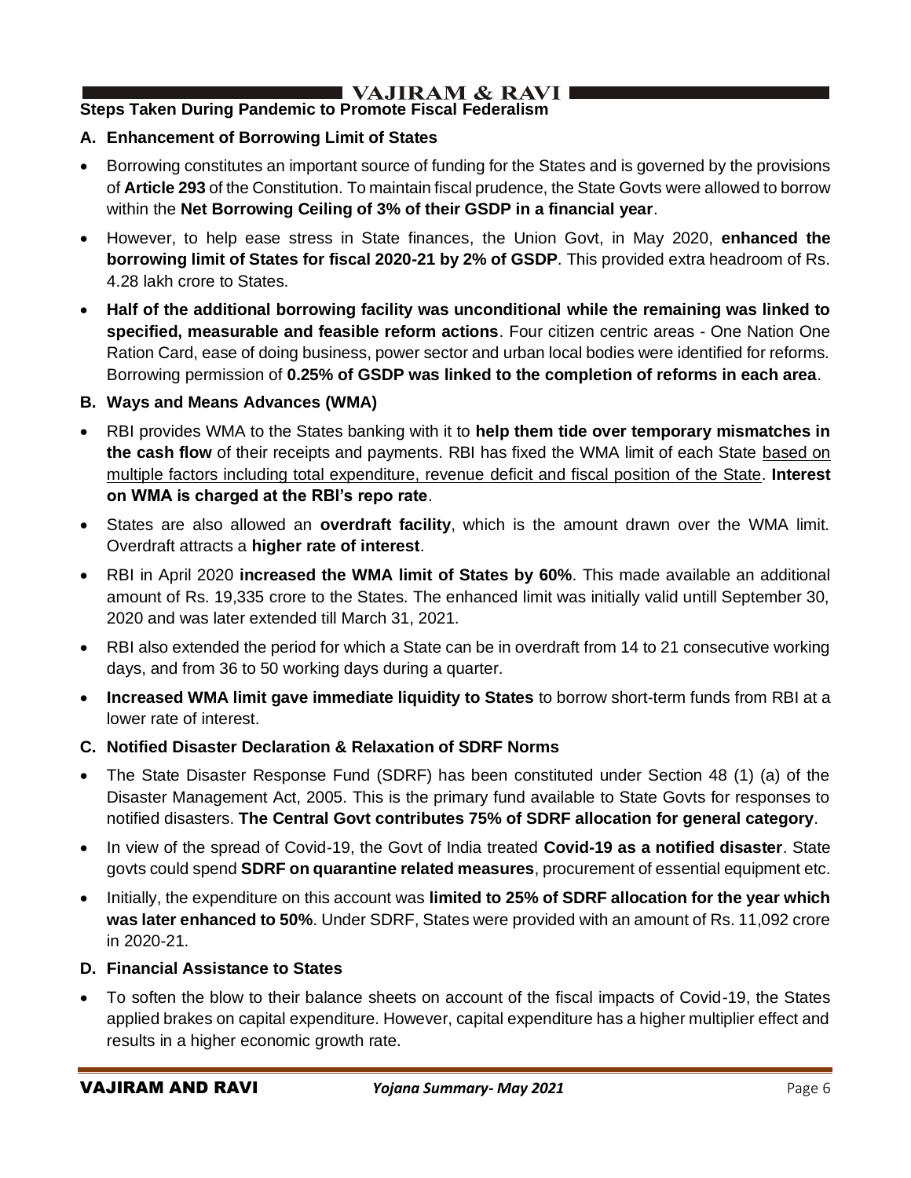**Steps Taken During Pandemic to Promote Fiscal Federalism**

**A. Enhancement of Borrowing Limit of States**

- Borrowing constitutes an important source of funding for the States and is governed by the provisions of **Article 293** of the Constitution. To maintain fiscal prudence, the State Govts were allowed to borrow within the **Net Borrowing Ceiling of 3% of their GSDP in a financial year**.
- However, to help ease stress in State finances, the Union Govt, in May 2020, **enhanced the borrowing limit of States for fiscal 2020-21 by 2% of GSDP**. This provided extra headroom of Rs. 4.28 lakh crore to States.
- **Half of the additional borrowing facility was unconditional while the remaining was linked to specified, measurable and feasible reform actions**. Four citizen centric areas - One Nation One Ration Card, ease of doing business, power sector and urban local bodies were identified for reforms. Borrowing permission of **0.25% of GSDP was linked to the completion of reforms in each area**.

**B. Ways and Means Advances (WMA)**

- RBI provides WMA to the States banking with it to **help them tide over temporary mismatches in the cash flow** of their receipts and payments. RBI has fixed the WMA limit of each State based on multiple factors including total expenditure, revenue deficit and fiscal position of the State. **Interest on WMA is charged at the RBI's repo rate**.
- States are also allowed an **overdraft facility**, which is the amount drawn over the WMA limit. Overdraft attracts a **higher rate of interest**.
- RBI in April 2020 **increased the WMA limit of States by 60%**. This made available an additional amount of Rs. 19,335 crore to the States. The enhanced limit was initially valid untill September 30, 2020 and was later extended till March 31, 2021.
- RBI also extended the period for which a State can be in overdraft from 14 to 21 consecutive working days, and from 36 to 50 working days during a quarter.
- **Increased WMA limit gave immediate liquidity to States** to borrow short-term funds from RBI at a lower rate of interest.

**C. Notified Disaster Declaration & Relaxation of SDRF Norms**

- The State Disaster Response Fund (SDRF) has been constituted under Section 48 (1) (a) of the Disaster Management Act, 2005. This is the primary fund available to State Govts for responses to notified disasters. **The Central Govt contributes 75% of SDRF allocation for general category**.
- In view of the spread of Covid-19, the Govt of India treated **Covid-19 as a notified disaster**. State govts could spend **SDRF on quarantine related measures**, procurement of essential equipment etc.
- Initially, the expenditure on this account was **limited to 25% of SDRF allocation for the year which was later enhanced to 50%**. Under SDRF, States were provided with an amount of Rs. 11,092 crore in 2020-21.

**D. Financial Assistance to States**

- To soften the blow to their balance sheets on account of the fiscal impacts of Covid-19, the States applied brakes on capital expenditure. However, capital expenditure has a higher multiplier effect and results in a higher economic growth rate.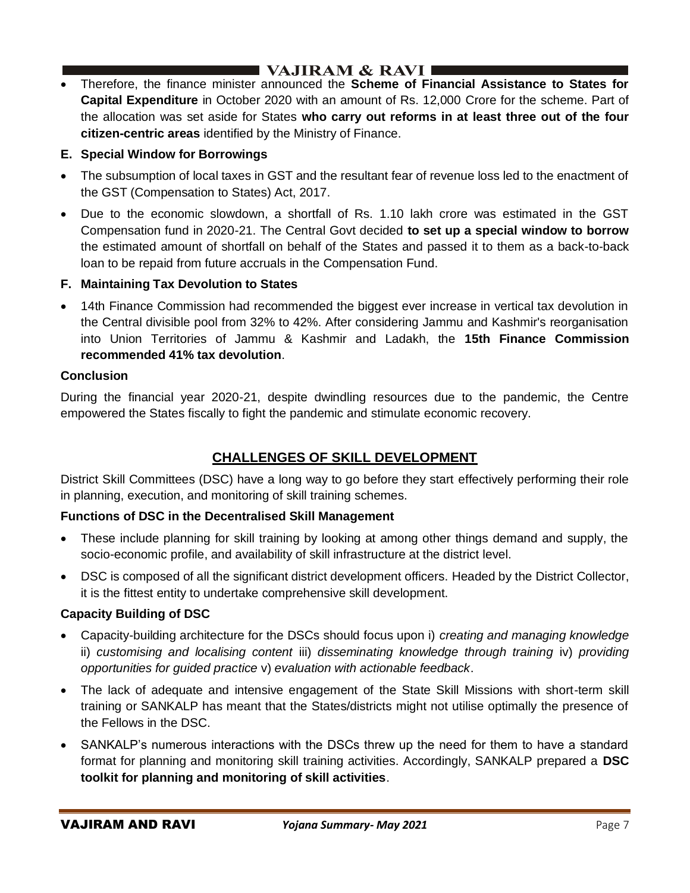- Therefore, the finance minister announced the **Scheme of Financial Assistance to States for Capital Expenditure** in October 2020 with an amount of Rs. 12,000 Crore for the scheme. Part of the allocation was set aside for States **who carry out reforms in at least three out of the four citizen-centric areas** identified by the Ministry of Finance.

**E. Special Window for Borrowings**

- The subsumption of local taxes in GST and the resultant fear of revenue loss led to the enactment of the GST (Compensation to States) Act, 2017.
- Due to the economic slowdown, a shortfall of Rs. 1.10 lakh crore was estimated in the GST Compensation fund in 2020-21. The Central Govt decided **to set up a special window to borrow** the estimated amount of shortfall on behalf of the States and passed it to them as a back-to-back loan to be repaid from future accruals in the Compensation Fund.

**F. Maintaining Tax Devolution to States**

- 14th Finance Commission had recommended the biggest ever increase in vertical tax devolution in the Central divisible pool from 32% to 42%. After considering Jammu and Kashmir's reorganisation into Union Territories of Jammu & Kashmir and Ladakh, the **15th Finance Commission recommended 41% tax devolution**.

**Conclusion**

During the financial year 2020-21, despite dwindling resources due to the pandemic, the Centre empowered the States fiscally to fight the pandemic and stimulate economic recovery.

## CHALLENGES OF SKILL DEVELOPMENT

District Skill Committees (DSC) have a long way to go before they start effectively performing their role in planning, execution, and monitoring of skill training schemes.

**Functions of DSC in the Decentralised Skill Management**

- These include planning for skill training by looking at among other things demand and supply, the socio-economic profile, and availability of skill infrastructure at the district level.
- DSC is composed of all the significant district development officers. Headed by the District Collector, it is the fittest entity to undertake comprehensive skill development.

**Capacity Building of DSC**

- Capacity-building architecture for the DSCs should focus upon i) *creating and managing knowledge* ii) *customising and localising content* iii) *disseminating knowledge through training* iv) *providing opportunities for guided practice* v) *evaluation with actionable feedback*.
- The lack of adequate and intensive engagement of the State Skill Missions with short-term skill training or SANKALP has meant that the States/districts might not utilise optimally the presence of the Fellows in the DSC.
- SANKALP's numerous interactions with the DSCs threw up the need for them to have a standard format for planning and monitoring skill training activities. Accordingly, SANKALP prepared a **DSC toolkit for planning and monitoring of skill activities**.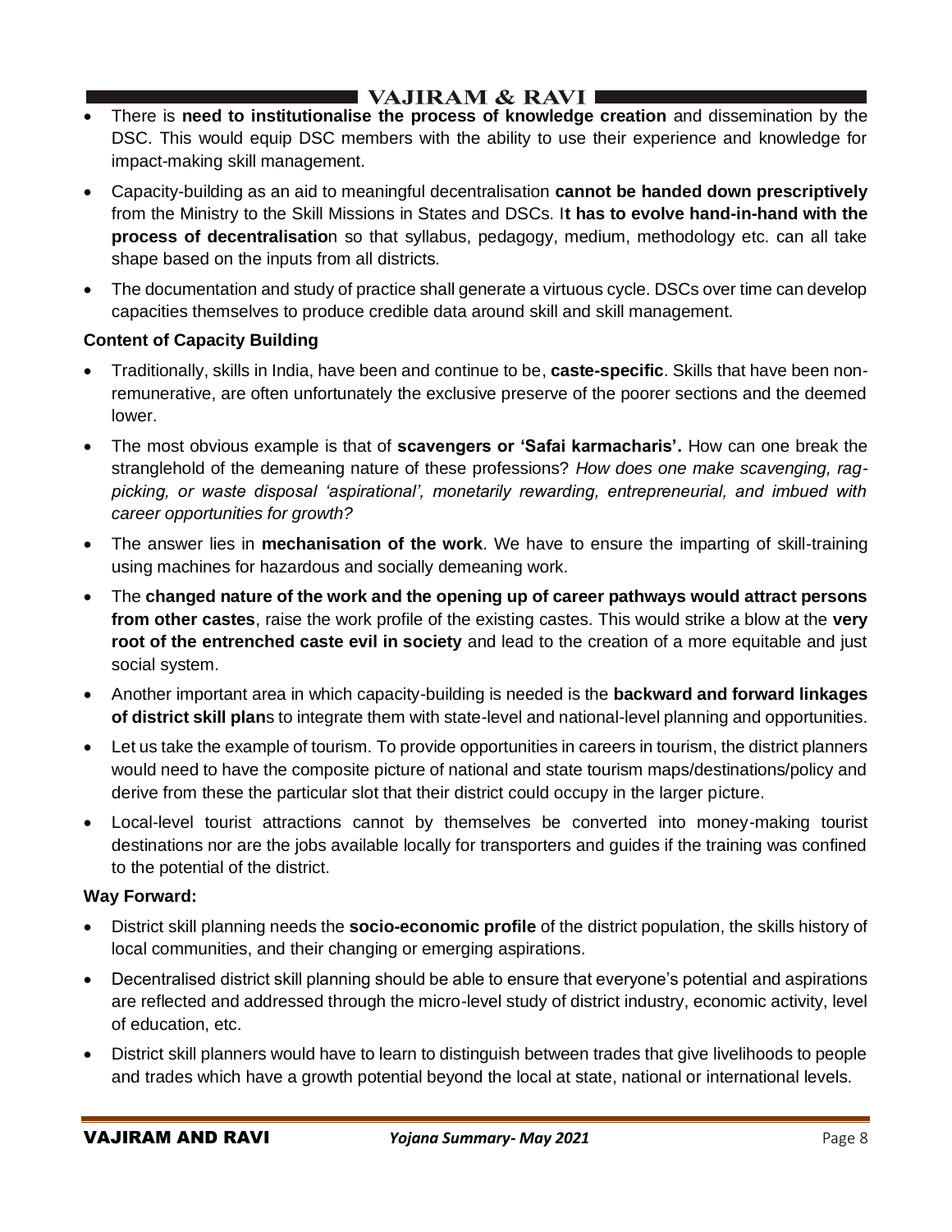- There is **need to institutionalise the process of knowledge creation** and dissemination by the DSC. This would equip DSC members with the ability to use their experience and knowledge for impact-making skill management.
- Capacity-building as an aid to meaningful decentralisation **cannot be handed down prescriptively** from the Ministry to the Skill Missions in States and DSCs. I**t has to evolve hand-in-hand with the process of decentralisatio**n so that syllabus, pedagogy, medium, methodology etc. can all take shape based on the inputs from all districts.
- The documentation and study of practice shall generate a virtuous cycle. DSCs over time can develop capacities themselves to produce credible data around skill and skill management.

**Content of Capacity Building**

- Traditionally, skills in India, have been and continue to be, **caste-specific**. Skills that have been non-remunerative, are often unfortunately the exclusive preserve of the poorer sections and the deemed lower.
- The most obvious example is that of **scavengers or 'Safai karmacharis'.** How can one break the stranglehold of the demeaning nature of these professions? *How does one make scavenging, rag-picking, or waste disposal 'aspirational', monetarily rewarding, entrepreneurial, and imbued with career opportunities for growth?*
- The answer lies in **mechanisation of the work**. We have to ensure the imparting of skill-training using machines for hazardous and socially demeaning work.
- The **changed nature of the work and the opening up of career pathways would attract persons from other castes**, raise the work profile of the existing castes. This would strike a blow at the **very root of the entrenched caste evil in society** and lead to the creation of a more equitable and just social system.
- Another important area in which capacity-building is needed is the **backward and forward linkages of district skill plan**s to integrate them with state-level and national-level planning and opportunities.
- Let us take the example of tourism. To provide opportunities in careers in tourism, the district planners would need to have the composite picture of national and state tourism maps/destinations/policy and derive from these the particular slot that their district could occupy in the larger picture.
- Local-level tourist attractions cannot by themselves be converted into money-making tourist destinations nor are the jobs available locally for transporters and guides if the training was confined to the potential of the district.

**Way Forward:**

- District skill planning needs the **socio-economic profile** of the district population, the skills history of local communities, and their changing or emerging aspirations.
- Decentralised district skill planning should be able to ensure that everyone's potential and aspirations are reflected and addressed through the micro-level study of district industry, economic activity, level of education, etc.
- District skill planners would have to learn to distinguish between trades that give livelihoods to people and trades which have a growth potential beyond the local at state, national or international levels.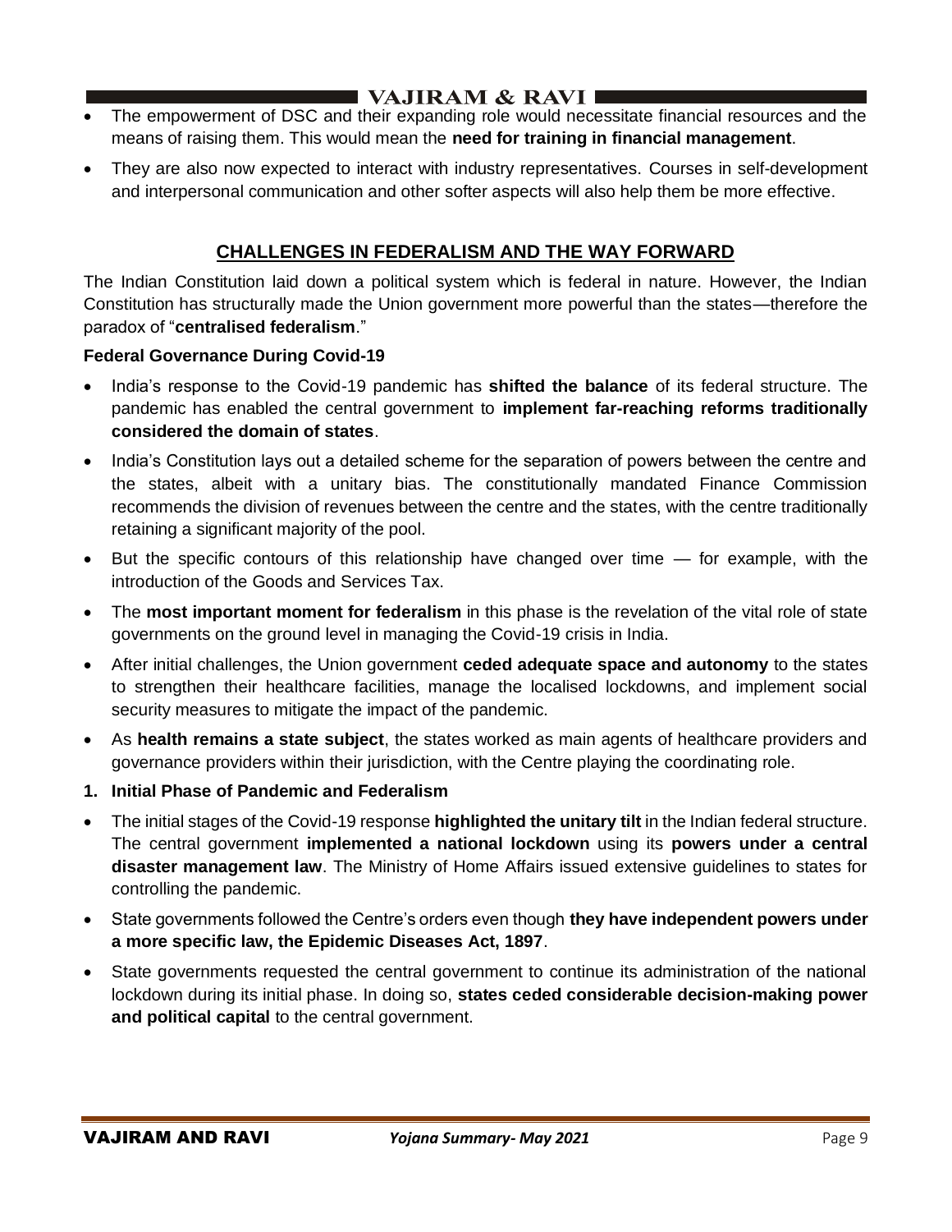- The empowerment of DSC and their expanding role would necessitate financial resources and the means of raising them. This would mean the **need for training in financial management**.
- They are also now expected to interact with industry representatives. Courses in self-development and interpersonal communication and other softer aspects will also help them be more effective.

## CHALLENGES IN FEDERALISM AND THE WAY FORWARD

The Indian Constitution laid down a political system which is federal in nature. However, the Indian Constitution has structurally made the Union government more powerful than the states—therefore the paradox of "**centralised federalism**."

**Federal Governance During Covid-19**

- India's response to the Covid-19 pandemic has **shifted the balance** of its federal structure. The pandemic has enabled the central government to **implement far-reaching reforms traditionally considered the domain of states**.
- India's Constitution lays out a detailed scheme for the separation of powers between the centre and the states, albeit with a unitary bias. The constitutionally mandated Finance Commission recommends the division of revenues between the centre and the states, with the centre traditionally retaining a significant majority of the pool.
- But the specific contours of this relationship have changed over time — for example, with the introduction of the Goods and Services Tax.
- The **most important moment for federalism** in this phase is the revelation of the vital role of state governments on the ground level in managing the Covid-19 crisis in India.
- After initial challenges, the Union government **ceded adequate space and autonomy** to the states to strengthen their healthcare facilities, manage the localised lockdowns, and implement social security measures to mitigate the impact of the pandemic.
- As **health remains a state subject**, the states worked as main agents of healthcare providers and governance providers within their jurisdiction, with the Centre playing the coordinating role.

**1. Initial Phase of Pandemic and Federalism**

- The initial stages of the Covid-19 response **highlighted the unitary tilt** in the Indian federal structure. The central government **implemented a national lockdown** using its **powers under a central disaster management law**. The Ministry of Home Affairs issued extensive guidelines to states for controlling the pandemic.
- State governments followed the Centre's orders even though **they have independent powers under a more specific law, the Epidemic Diseases Act, 1897**.
- State governments requested the central government to continue its administration of the national lockdown during its initial phase. In doing so, **states ceded considerable decision-making power and political capital** to the central government.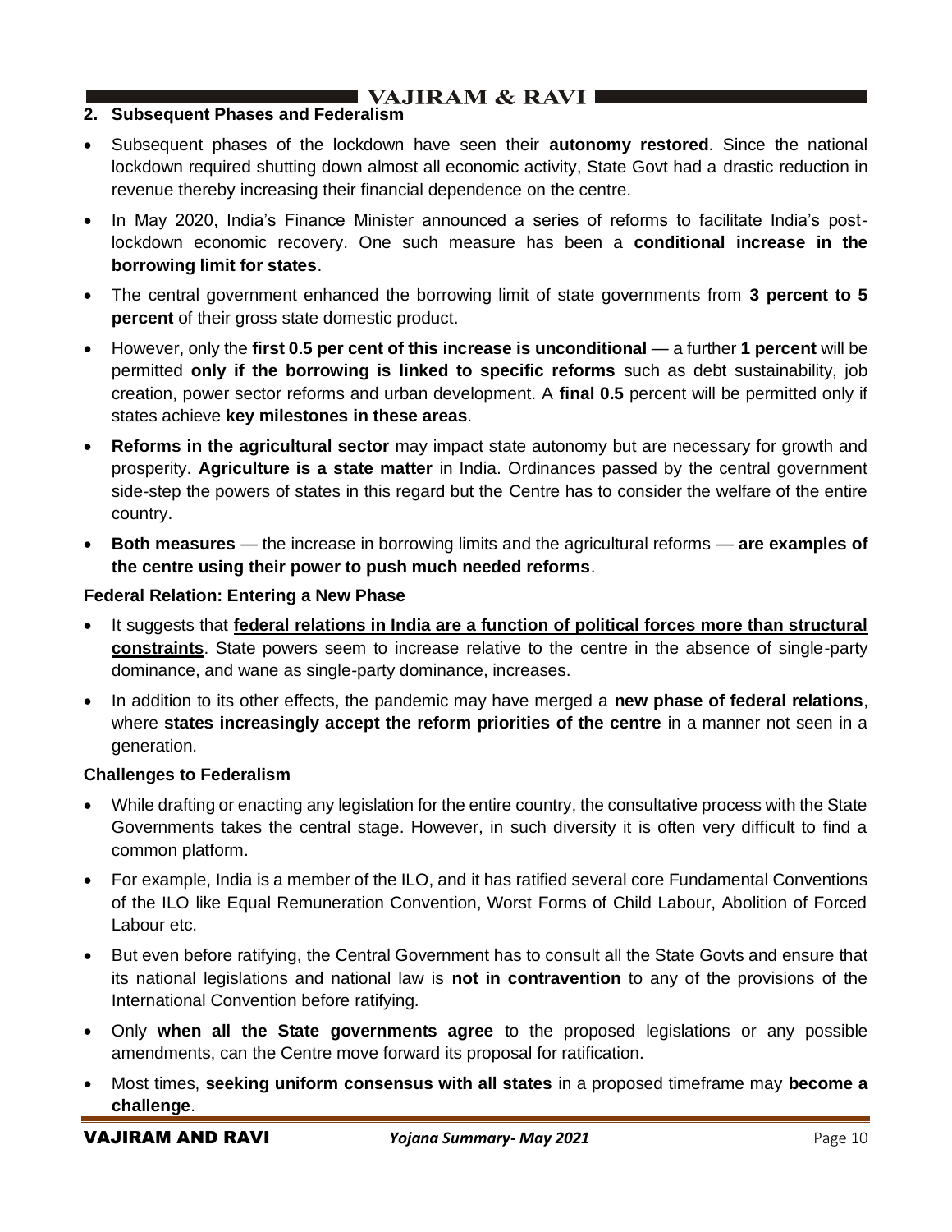## 2. Subsequent Phases and Federalism

- Subsequent phases of the lockdown have seen their **autonomy restored**. Since the national lockdown required shutting down almost all economic activity, State Govt had a drastic reduction in revenue thereby increasing their financial dependence on the centre.
- In May 2020, India's Finance Minister announced a series of reforms to facilitate India's post-lockdown economic recovery. One such measure has been a **conditional increase in the borrowing limit for states**.
- The central government enhanced the borrowing limit of state governments from **3 percent to 5 percent** of their gross state domestic product.
- However, only the **first 0.5 per cent of this increase is unconditional** — a further **1 percent** will be permitted **only if the borrowing is linked to specific reforms** such as debt sustainability, job creation, power sector reforms and urban development. A **final 0.5** percent will be permitted only if states achieve **key milestones in these areas**.
- **Reforms in the agricultural sector** may impact state autonomy but are necessary for growth and prosperity. **Agriculture is a state matter** in India. Ordinances passed by the central government side-step the powers of states in this regard but the Centre has to consider the welfare of the entire country.
- **Both measures** — the increase in borrowing limits and the agricultural reforms — **are examples of the centre using their power to push much needed reforms**.

### Federal Relation: Entering a New Phase

- It suggests that **federal relations in India are a function of political forces more than structural constraints**. State powers seem to increase relative to the centre in the absence of single-party dominance, and wane as single-party dominance, increases.
- In addition to its other effects, the pandemic may have merged a **new phase of federal relations**, where **states increasingly accept the reform priorities of the centre** in a manner not seen in a generation.

### Challenges to Federalism

- While drafting or enacting any legislation for the entire country, the consultative process with the State Governments takes the central stage. However, in such diversity it is often very difficult to find a common platform.
- For example, India is a member of the ILO, and it has ratified several core Fundamental Conventions of the ILO like Equal Remuneration Convention, Worst Forms of Child Labour, Abolition of Forced Labour etc.
- But even before ratifying, the Central Government has to consult all the State Govts and ensure that its national legislations and national law is **not in contravention** to any of the provisions of the International Convention before ratifying.
- Only **when all the State governments agree** to the proposed legislations or any possible amendments, can the Centre move forward its proposal for ratification.
- Most times, **seeking uniform consensus with all states** in a proposed timeframe may **become a challenge**.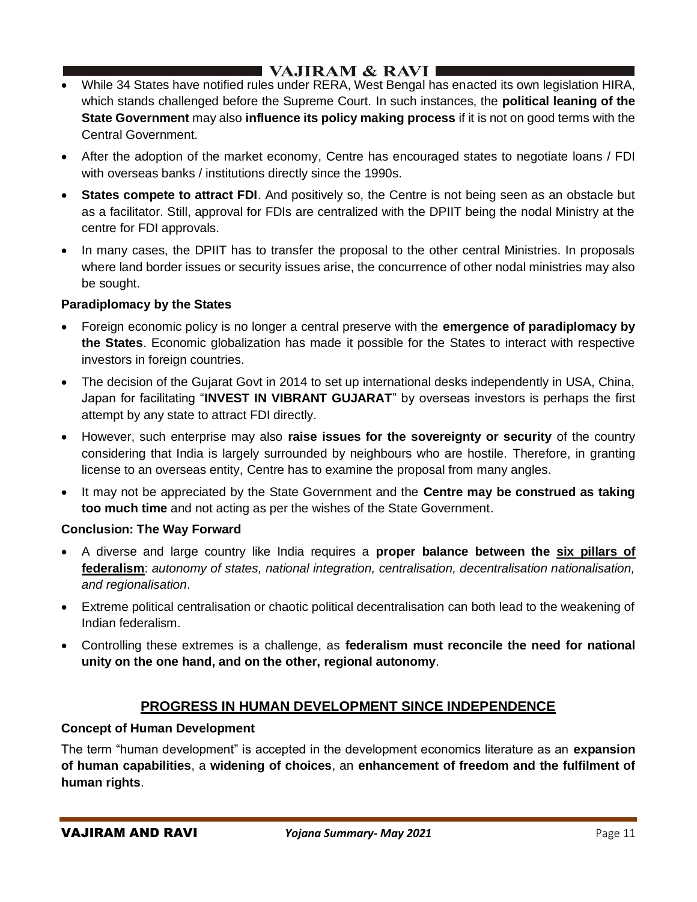- While 34 States have notified rules under RERA, West Bengal has enacted its own legislation HIRA, which stands challenged before the Supreme Court. In such instances, the **political leaning of the State Government** may also **influence its policy making process** if it is not on good terms with the Central Government.
- After the adoption of the market economy, Centre has encouraged states to negotiate loans / FDI with overseas banks / institutions directly since the 1990s.
- **States compete to attract FDI**. And positively so, the Centre is not being seen as an obstacle but as a facilitator. Still, approval for FDIs are centralized with the DPIIT being the nodal Ministry at the centre for FDI approvals.
- In many cases, the DPIIT has to transfer the proposal to the other central Ministries. In proposals where land border issues or security issues arise, the concurrence of other nodal ministries may also be sought.

**Paradiplomacy by the States**

- Foreign economic policy is no longer a central preserve with the **emergence of paradiplomacy by the States**. Economic globalization has made it possible for the States to interact with respective investors in foreign countries.
- The decision of the Gujarat Govt in 2014 to set up international desks independently in USA, China, Japan for facilitating "**INVEST IN VIBRANT GUJARAT**" by overseas investors is perhaps the first attempt by any state to attract FDI directly.
- However, such enterprise may also **raise issues for the sovereignty or security** of the country considering that India is largely surrounded by neighbours who are hostile. Therefore, in granting license to an overseas entity, Centre has to examine the proposal from many angles.
- It may not be appreciated by the State Government and the **Centre may be construed as taking too much time** and not acting as per the wishes of the State Government.

**Conclusion: The Way Forward**

- A diverse and large country like India requires a **proper balance between the <u>six pillars of federalism</u>**: *autonomy of states, national integration, centralisation, decentralisation nationalisation, and regionalisation*.
- Extreme political centralisation or chaotic political decentralisation can both lead to the weakening of Indian federalism.
- Controlling these extremes is a challenge, as **federalism must reconcile the need for national unity on the one hand, and on the other, regional autonomy**.

## PROGRESS IN HUMAN DEVELOPMENT SINCE INDEPENDENCE

**Concept of Human Development**

The term "human development" is accepted in the development economics literature as an **expansion of human capabilities**, a **widening of choices**, an **enhancement of freedom and the fulfilment of human rights**.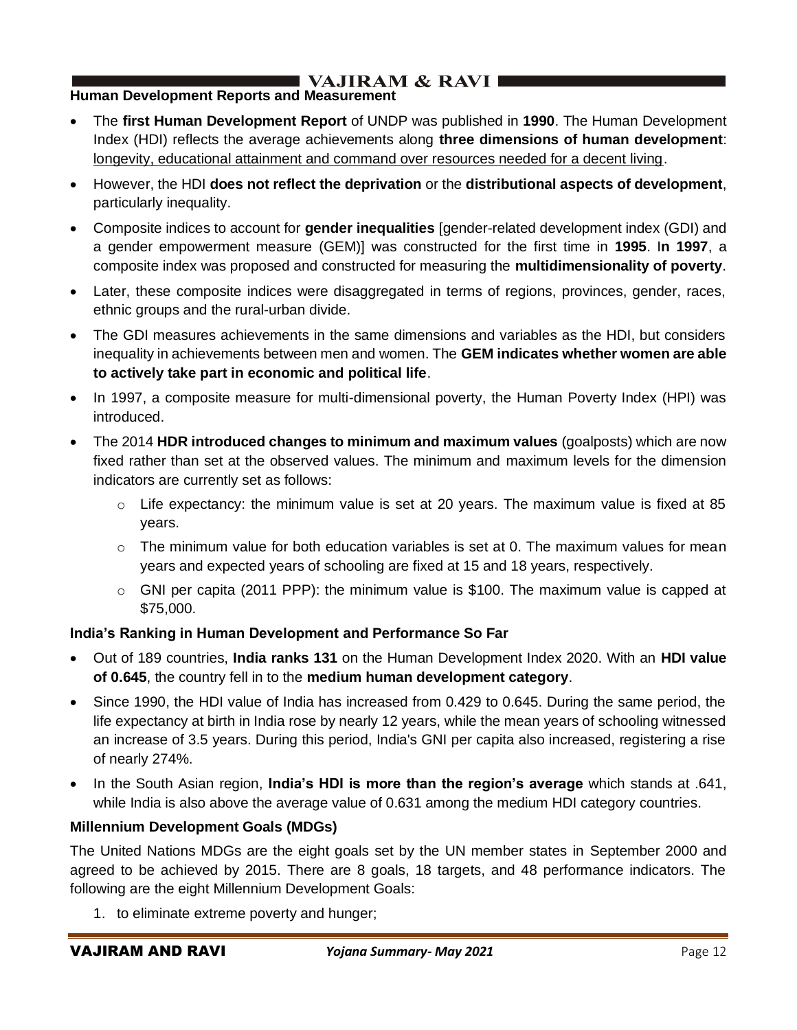## Human Development Reports and Measurement

- The **first Human Development Report** of UNDP was published in **1990**. The Human Development Index (HDI) reflects the average achievements along **three dimensions of human development**: longevity, educational attainment and command over resources needed for a decent living.
- However, the HDI **does not reflect the deprivation** or the **distributional aspects of development**, particularly inequality.
- Composite indices to account for **gender inequalities** [gender-related development index (GDI) and a gender empowerment measure (GEM)] was constructed for the first time in **1995**. I**n 1997**, a composite index was proposed and constructed for measuring the **multidimensionality of poverty**.
- Later, these composite indices were disaggregated in terms of regions, provinces, gender, races, ethnic groups and the rural-urban divide.
- The GDI measures achievements in the same dimensions and variables as the HDI, but considers inequality in achievements between men and women. The **GEM indicates whether women are able to actively take part in economic and political life**.
- In 1997, a composite measure for multi-dimensional poverty, the Human Poverty Index (HPI) was introduced.
- The 2014 **HDR introduced changes to minimum and maximum values** (goalposts) which are now fixed rather than set at the observed values. The minimum and maximum levels for the dimension indicators are currently set as follows:
  - Life expectancy: the minimum value is set at 20 years. The maximum value is fixed at 85 years.
  - The minimum value for both education variables is set at 0. The maximum values for mean years and expected years of schooling are fixed at 15 and 18 years, respectively.
  - GNI per capita (2011 PPP): the minimum value is $100. The maximum value is capped at $75,000.

### India's Ranking in Human Development and Performance So Far

- Out of 189 countries, **India ranks 131** on the Human Development Index 2020. With an **HDI value of 0.645**, the country fell in to the **medium human development category**.
- Since 1990, the HDI value of India has increased from 0.429 to 0.645. During the same period, the life expectancy at birth in India rose by nearly 12 years, while the mean years of schooling witnessed an increase of 3.5 years. During this period, India's GNI per capita also increased, registering a rise of nearly 274%.
- In the South Asian region, **India's HDI is more than the region's average** which stands at .641, while India is also above the average value of 0.631 among the medium HDI category countries.

### Millennium Development Goals (MDGs)

The United Nations MDGs are the eight goals set by the UN member states in September 2000 and agreed to be achieved by 2015. There are 8 goals, 18 targets, and 48 performance indicators. The following are the eight Millennium Development Goals:

1. to eliminate extreme poverty and hunger;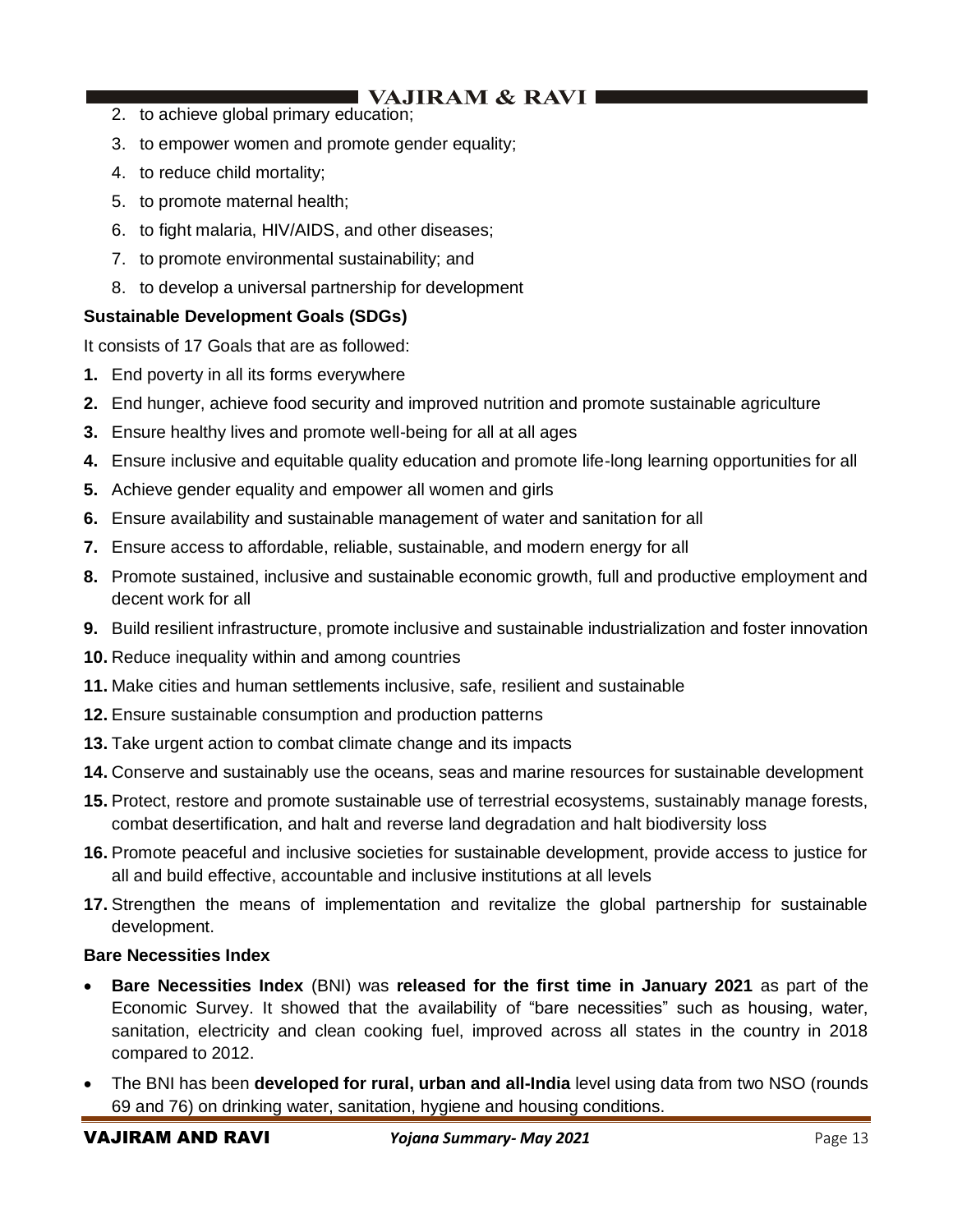2. to achieve global primary education;
3. to empower women and promote gender equality;
4. to reduce child mortality;
5. to promote maternal health;
6. to fight malaria, HIV/AIDS, and other diseases;
7. to promote environmental sustainability; and
8. to develop a universal partnership for development

**Sustainable Development Goals (SDGs)**

It consists of 17 Goals that are as followed:

1. End poverty in all its forms everywhere
2. End hunger, achieve food security and improved nutrition and promote sustainable agriculture
3. Ensure healthy lives and promote well-being for all at all ages
4. Ensure inclusive and equitable quality education and promote life-long learning opportunities for all
5. Achieve gender equality and empower all women and girls
6. Ensure availability and sustainable management of water and sanitation for all
7. Ensure access to affordable, reliable, sustainable, and modern energy for all
8. Promote sustained, inclusive and sustainable economic growth, full and productive employment and decent work for all
9. Build resilient infrastructure, promote inclusive and sustainable industrialization and foster innovation
10. Reduce inequality within and among countries
11. Make cities and human settlements inclusive, safe, resilient and sustainable
12. Ensure sustainable consumption and production patterns
13. Take urgent action to combat climate change and its impacts
14. Conserve and sustainably use the oceans, seas and marine resources for sustainable development
15. Protect, restore and promote sustainable use of terrestrial ecosystems, sustainably manage forests, combat desertification, and halt and reverse land degradation and halt biodiversity loss
16. Promote peaceful and inclusive societies for sustainable development, provide access to justice for all and build effective, accountable and inclusive institutions at all levels
17. Strengthen the means of implementation and revitalize the global partnership for sustainable development.

**Bare Necessities Index**

- **Bare Necessities Index** (BNI) was **released for the first time in January 2021** as part of the Economic Survey. It showed that the availability of "bare necessities" such as housing, water, sanitation, electricity and clean cooking fuel, improved across all states in the country in 2018 compared to 2012.
- The BNI has been **developed for rural, urban and all-India** level using data from two NSO (rounds 69 and 76) on drinking water, sanitation, hygiene and housing conditions.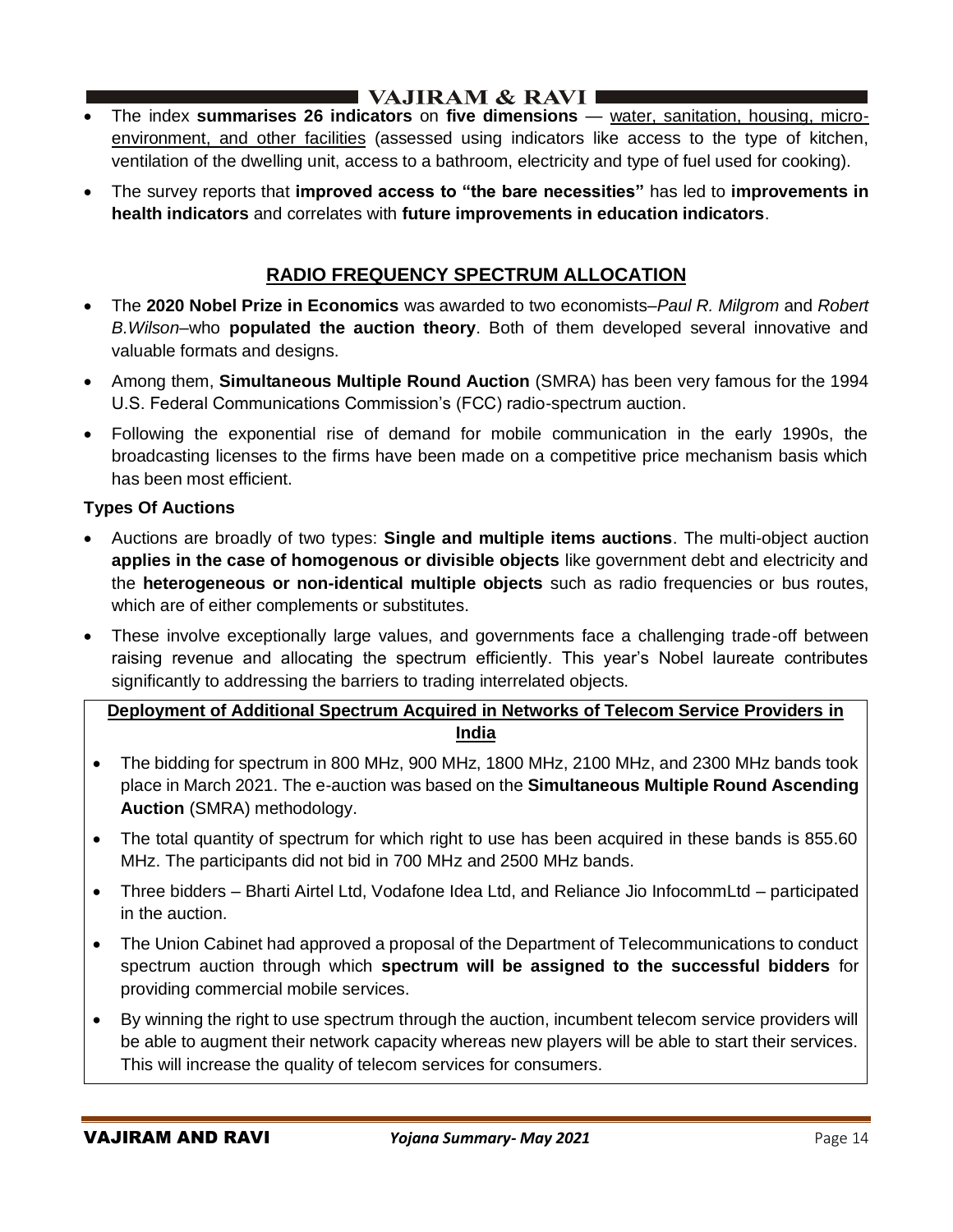- The index **summarises 26 indicators** on **five dimensions** — water, sanitation, housing, micro-environment, and other facilities (assessed using indicators like access to the type of kitchen, ventilation of the dwelling unit, access to a bathroom, electricity and type of fuel used for cooking).
- The survey reports that **improved access to "the bare necessities"** has led to **improvements in health indicators** and correlates with **future improvements in education indicators**.

## RADIO FREQUENCY SPECTRUM ALLOCATION

- The **2020 Nobel Prize in Economics** was awarded to two economists–*Paul R. Milgrom* and *Robert B.Wilson*–who **populated the auction theory**. Both of them developed several innovative and valuable formats and designs.
- Among them, **Simultaneous Multiple Round Auction** (SMRA) has been very famous for the 1994 U.S. Federal Communications Commission's (FCC) radio-spectrum auction.
- Following the exponential rise of demand for mobile communication in the early 1990s, the broadcasting licenses to the firms have been made on a competitive price mechanism basis which has been most efficient.

### Types Of Auctions

- Auctions are broadly of two types: **Single and multiple items auctions**. The multi-object auction **applies in the case of homogenous or divisible objects** like government debt and electricity and the **heterogeneous or non-identical multiple objects** such as radio frequencies or bus routes, which are of either complements or substitutes.
- These involve exceptionally large values, and governments face a challenging trade-off between raising revenue and allocating the spectrum efficiently. This year's Nobel laureate contributes significantly to addressing the barriers to trading interrelated objects.

#### Deployment of Additional Spectrum Acquired in Networks of Telecom Service Providers in India

- The bidding for spectrum in 800 MHz, 900 MHz, 1800 MHz, 2100 MHz, and 2300 MHz bands took place in March 2021. The e-auction was based on the **Simultaneous Multiple Round Ascending Auction** (SMRA) methodology.
- The total quantity of spectrum for which right to use has been acquired in these bands is 855.60 MHz. The participants did not bid in 700 MHz and 2500 MHz bands.
- Three bidders – Bharti Airtel Ltd, Vodafone Idea Ltd, and Reliance Jio InfocommLtd – participated in the auction.
- The Union Cabinet had approved a proposal of the Department of Telecommunications to conduct spectrum auction through which **spectrum will be assigned to the successful bidders** for providing commercial mobile services.
- By winning the right to use spectrum through the auction, incumbent telecom service providers will be able to augment their network capacity whereas new players will be able to start their services. This will increase the quality of telecom services for consumers.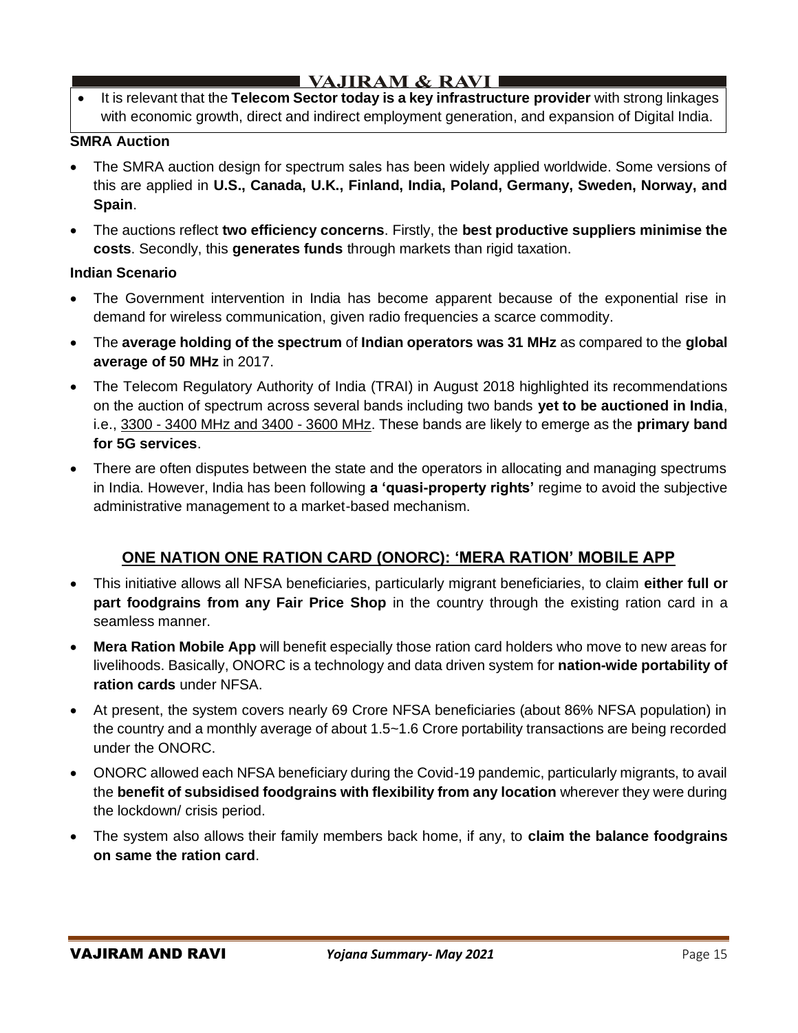- It is relevant that the **Telecom Sector today is a key infrastructure provider** with strong linkages with economic growth, direct and indirect employment generation, and expansion of Digital India.

**SMRA Auction**

- The SMRA auction design for spectrum sales has been widely applied worldwide. Some versions of this are applied in **U.S., Canada, U.K., Finland, India, Poland, Germany, Sweden, Norway, and Spain**.
- The auctions reflect **two efficiency concerns**. Firstly, the **best productive suppliers minimise the costs**. Secondly, this **generates funds** through markets than rigid taxation.

**Indian Scenario**

- The Government intervention in India has become apparent because of the exponential rise in demand for wireless communication, given radio frequencies a scarce commodity.
- The **average holding of the spectrum** of **Indian operators was 31 MHz** as compared to the **global average of 50 MHz** in 2017.
- The Telecom Regulatory Authority of India (TRAI) in August 2018 highlighted its recommendations on the auction of spectrum across several bands including two bands **yet to be auctioned in India**, i.e., 3300 - 3400 MHz and 3400 - 3600 MHz. These bands are likely to emerge as the **primary band for 5G services**.
- There are often disputes between the state and the operators in allocating and managing spectrums in India. However, India has been following **a 'quasi-property rights'** regime to avoid the subjective administrative management to a market-based mechanism.

## ONE NATION ONE RATION CARD (ONORC): 'MERA RATION' MOBILE APP

- This initiative allows all NFSA beneficiaries, particularly migrant beneficiaries, to claim **either full or part foodgrains from any Fair Price Shop** in the country through the existing ration card in a seamless manner.
- **Mera Ration Mobile App** will benefit especially those ration card holders who move to new areas for livelihoods. Basically, ONORC is a technology and data driven system for **nation-wide portability of ration cards** under NFSA.
- At present, the system covers nearly 69 Crore NFSA beneficiaries (about 86% NFSA population) in the country and a monthly average of about 1.5~1.6 Crore portability transactions are being recorded under the ONORC.
- ONORC allowed each NFSA beneficiary during the Covid-19 pandemic, particularly migrants, to avail the **benefit of subsidised foodgrains with flexibility from any location** wherever they were during the lockdown/ crisis period.
- The system also allows their family members back home, if any, to **claim the balance foodgrains on same the ration card**.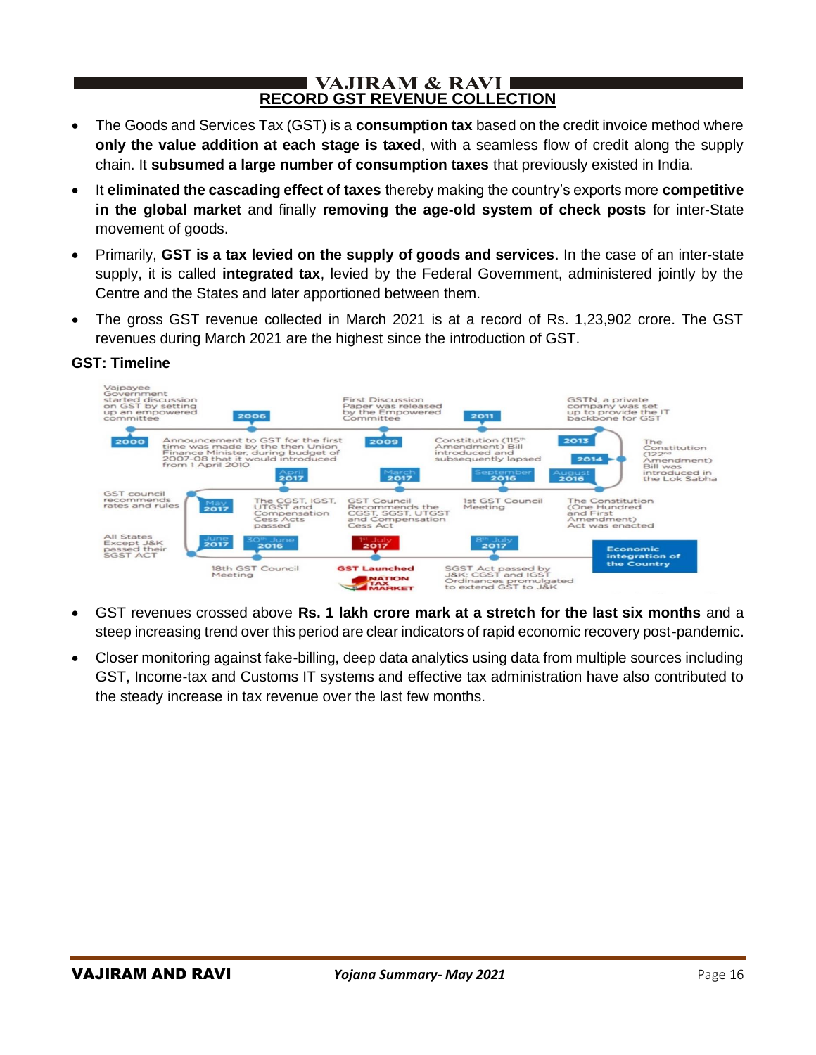## RECORD GST REVENUE COLLECTION

- The Goods and Services Tax (GST) is a **consumption tax** based on the credit invoice method where **only the value addition at each stage is taxed**, with a seamless flow of credit along the supply chain. It **subsumed a large number of consumption taxes** that previously existed in India.
- It **eliminated the cascading effect of taxes** thereby making the country's exports more **competitive in the global market** and finally **removing the age-old system of check posts** for inter-State movement of goods.
- Primarily, **GST is a tax levied on the supply of goods and services**. In the case of an inter-state supply, it is called **integrated tax**, levied by the Federal Government, administered jointly by the Centre and the States and later apportioned between them.
- The gross GST revenue collected in March 2021 is at a record of Rs. 1,23,902 crore. The GST revenues during March 2021 are the highest since the introduction of GST.

**GST: Timeline**

2000
Vajpayee Government started discussion on GST by setting up an empowered committee

2006
Announcement to GST for the first time was made by the then Union Finance Minister, during budget of 2007-08 that it would introduced from 1 April 2010

2009
First Discussion Paper was released by the Empowered Committee

2011
Constitution (115th Amendment) Bill introduced and subsequently lapsed

2013
GSTN, a private company was set up to provide the IT backbone for GST

2014
The Constitution (122nd Amendment) Bill was introduced in the Lok Sabha

August 2016
The Constitution (One Hundred and First Amendment) Act was enacted

September 2016
1st GST Council Meeting

March 2017
GST Council Recommends the CGST, SGST, UTGST and Compensation Cess Act

April 2017
The CGST, IGST, UTGST and Compensation Cess Acts passed

May 2017
GST council recommends rates and rules

June 2017
All States Except J&K passed their SGST ACT

30th June 2016
18th GST Council Meeting

1st July 2017
GST Launched

8th July 2017
SGST Act passed by J&K; CGST and IGST Ordinances promulgated to extend GST to J&K

Economic integration of the Country

NATION TAX MARKET

- GST revenues crossed above **Rs. 1 lakh crore mark at a stretch for the last six months** and a steep increasing trend over this period are clear indicators of rapid economic recovery post-pandemic.
- Closer monitoring against fake-billing, deep data analytics using data from multiple sources including GST, Income-tax and Customs IT systems and effective tax administration have also contributed to the steady increase in tax revenue over the last few months.